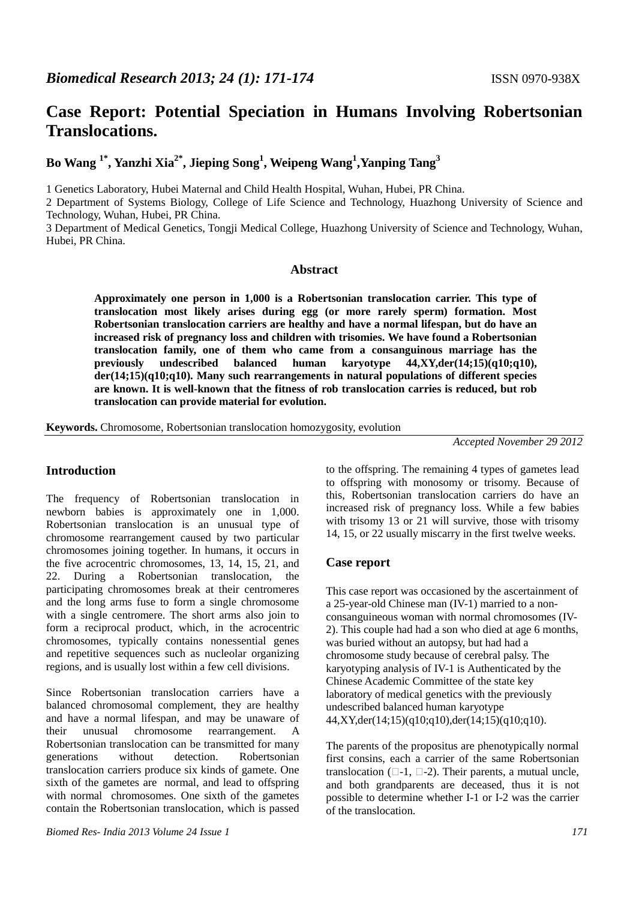# Case Report: Potential Speciation in Humans Involving Robertsonian Translocations.

**Bo Wang [1*], Yanzhi Xia[2*], Jieping Song[1], Weipeng Wang[1], Yanping Tang[3]**

1 Genetics Laboratory, Hubei Maternal and Child Health Hospital, Wuhan, Hubei, PR China.
2 Department of Systems Biology, College of Life Science and Technology, Huazhong University of Science and Technology, Wuhan, Hubei, PR China.
3 Department of Medical Genetics, Tongji Medical College, Huazhong University of Science and Technology, Wuhan, Hubei, PR China.

## Abstract

**Approximately one person in 1,000 is a Robertsonian translocation carrier. This type of translocation most likely arises during egg (or more rarely sperm) formation. Most Robertsonian translocation carriers are healthy and have a normal lifespan, but do have an increased risk of pregnancy loss and children with trisomies. We have found a Robertsonian translocation family, one of them who came from a consanguinous marriage has the previously undescribed balanced human karyotype 44,XY,der(14;15)(q10;q10), der(14;15)(q10;q10). Many such rearrangements in natural populations of different species are known. It is well-known that the fitness of rob translocation carries is reduced, but rob translocation can provide material for evolution.**

**Keywords.** Chromosome, Robertsonian translocation homozygosity, evolution

*Accepted November 29 2012*

## Introduction

The frequency of Robertsonian translocation in newborn babies is approximately one in 1,000. Robertsonian translocation is an unusual type of chromosome rearrangement caused by two particular chromosomes joining together. In humans, it occurs in the five acrocentric chromosomes, 13, 14, 15, 21, and 22. During a Robertsonian translocation, the participating chromosomes break at their centromeres and the long arms fuse to form a single chromosome with a single centromere. The short arms also join to form a reciprocal product, which, in the acrocentric chromosomes, typically contains nonessential genes and repetitive sequences such as nucleolar organizing regions, and is usually lost within a few cell divisions.

Since Robertsonian translocation carriers have a balanced chromosomal complement, they are healthy and have a normal lifespan, and may be unaware of their unusual chromosome rearrangement. A Robertsonian translocation can be transmitted for many generations without detection. Robertsonian translocation carriers produce six kinds of gamete. One sixth of the gametes are normal, and lead to offspring with normal chromosomes. One sixth of the gametes contain the Robertsonian translocation, which is passed to the offspring. The remaining 4 types of gametes lead to offspring with monosomy or trisomy. Because of this, Robertsonian translocation carriers do have an increased risk of pregnancy loss. While a few babies with trisomy 13 or 21 will survive, those with trisomy 14, 15, or 22 usually miscarry in the first twelve weeks.

## Case report

This case report was occasioned by the ascertainment of a 25-year-old Chinese man (IV-1) married to a non-consanguineous woman with normal chromosomes (IV-2). This couple had had a son who died at age 6 months, was buried without an autopsy, but had had a chromosome study because of cerebral palsy. The karyotyping analysis of IV-1 is Authenticated by the Chinese Academic Committee of the state key laboratory of medical genetics with the previously undescribed balanced human karyotype 44,XY,der(14;15)(q10;q10),der(14;15)(q10;q10).

The parents of the propositus are phenotypically normal first consins, each a carrier of the same Robertsonian translocation (□-1, □-2). Their parents, a mutual uncle, and both grandparents are deceased, thus it is not possible to determine whether I-1 or I-2 was the carrier of the translocation.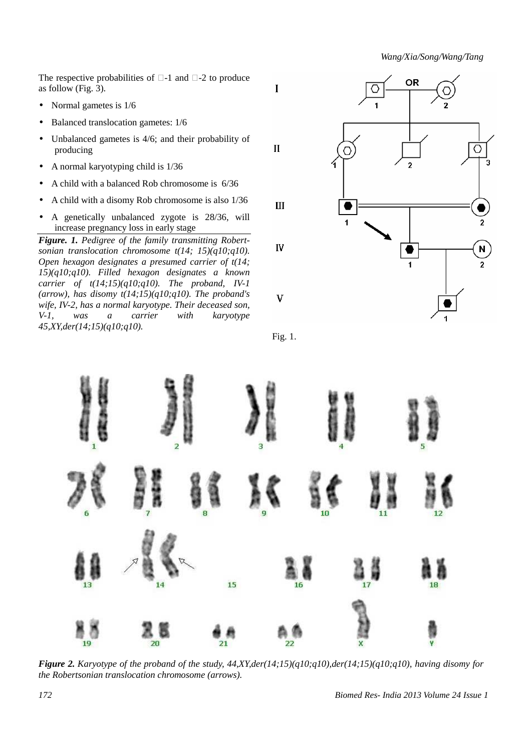The respective probabilities of □-1 and □-2 to produce as follow (Fig. 3).

- Normal gametes is 1/6
- Balanced translocation gametes: 1/6
- Unbalanced gametes is 4/6; and their probability of producing
- A normal karyotyping child is 1/36
- A child with a balanced Rob chromosome is 6/36
- A child with a disomy Rob chromosome is also 1/36
- A genetically unbalanced zygote is 28/36, will increase pregnancy loss in early stage

***Figure. 1.*** *Pedigree of the family transmitting Robertsonian translocation chromosome t(14; 15)(q10;q10). Open hexagon designates a presumed carrier of t(14; 15)(q10;q10). Filled hexagon designates a known carrier of t(14;15)(q10;q10). The proband, IV-1 (arrow), has disomy t(14;15)(q10;q10). The proband's wife, IV-2, has a normal karyotype. Their deceased son, V-1, was a carrier with karyotype 45,XY,der(14;15)(q10;q10).*

Fig. 1.

***Figure 2.*** *Karyotype of the proband of the study, 44,XY,der(14;15)(q10;q10),der(14;15)(q10;q10), having disomy for the Robertsonian translocation chromosome (arrows).*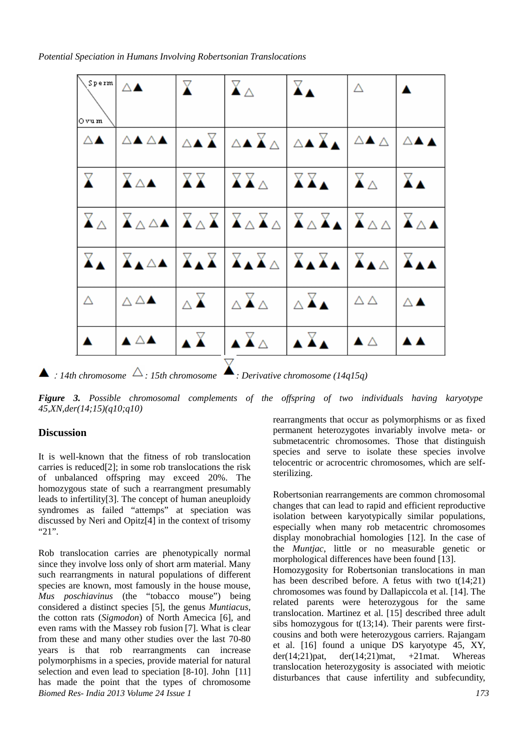| Sperm / Ovum | △▲ | ⧗ | ⧗△ | ⧗▲ | △ | ▲ |
|---|---|---|---|---|---|---|
| △▲ | △▲△▲ | △▲⧗ | △▲⧗△ | △▲⧗▲ | △▲△ | △▲▲ |
| ⧗ | ⧗△▲ | ⧗⧗ | ⧗⧗△ | ⧗⧗▲ | ⧗△ | ⧗▲ |
| ⧗△ | ⧗△△▲ | ⧗△⧗ | ⧗△⧗△ | ⧗△⧗▲ | ⧗△△ | ⧗△▲ |
| ⧗▲ | ⧗▲△▲ | ⧗▲⧗ | ⧗▲⧗△ | ⧗▲⧗▲ | ⧗▲△ | ⧗▲▲ |
| △ | △△▲ | △⧗ | △⧗△ | △⧗▲ | △△ | △▲ |
| ▲ | ▲△▲ | ▲⧗ | ▲⧗△ | ▲⧗▲ | ▲△ | ▲▲ |

▲ *: 14th chromosome* △ *: 15th chromosome* ⧗ *: Derivative chromosome (14q15q)*

***Figure 3.*** *Possible chromosomal complements of the offspring of two individuals having karyotype 45,XN,der(14;15)(q10;q10)*

## Discussion

It is well-known that the fitness of rob translocation carries is reduced[2]; in some rob translocations the risk of unbalanced offspring may exceed 20%. The homozygous state of such a rearrangment presumably leads to infertility[3]. The concept of human aneuploidy syndromes as failed "attemps" at speciation was discussed by Neri and Opitz[4] in the context of trisomy "21".

Rob translocation carries are phenotypically normal since they involve loss only of short arm material. Many such rearrangments in natural populations of different species are known, most famously in the house mouse, *Mus poschiavinus* (the "tobacco mouse") being considered a distinct species [5], the genus *Muntiacus*, the cotton rats (*Sigmodon*) of North Amecica [6], and even rams with the Massey rob fusion [7]. What is clear from these and many other studies over the last 70-80 years is that rob rearrangments can increase polymorphisms in a species, provide material for natural selection and even lead to speciation [8-10]. John [11] has made the point that the types of chromosome rearragments that occur as polymorphisms or as fixed permanent heterozygotes invariably involve meta- or submetacentric chromosomes. Those that distinguish species and serve to isolate these species involve telocentric or acrocentric chromosomes, which are self-sterilizing.

Robertsonian rearrangements are common chromosomal changes that can lead to rapid and efficient reproductive isolation between karyotypically similar populations, especially when many rob metacentric chromosomes display monobrachial homologies [12]. In the case of the *Muntjac*, little or no measurable genetic or morphological differences have been found [13].

Homozygosity for Robertsonian translocations in man has been described before. A fetus with two t(14;21) chromosomes was found by Dallapiccola et al. [14]. The related parents were heterozygous for the same translocation. Martinez et al. [15] described three adult sibs homozygous for t(13;14). Their parents were first-cousins and both were heterozygous carriers. Rajangam et al. [16] found a unique DS karyotype 45, XY, der(14;21)pat, der(14;21)mat, +21mat. Whereas translocation heterozygosity is associated with meiotic disturbances that cause infertility and subfecundity,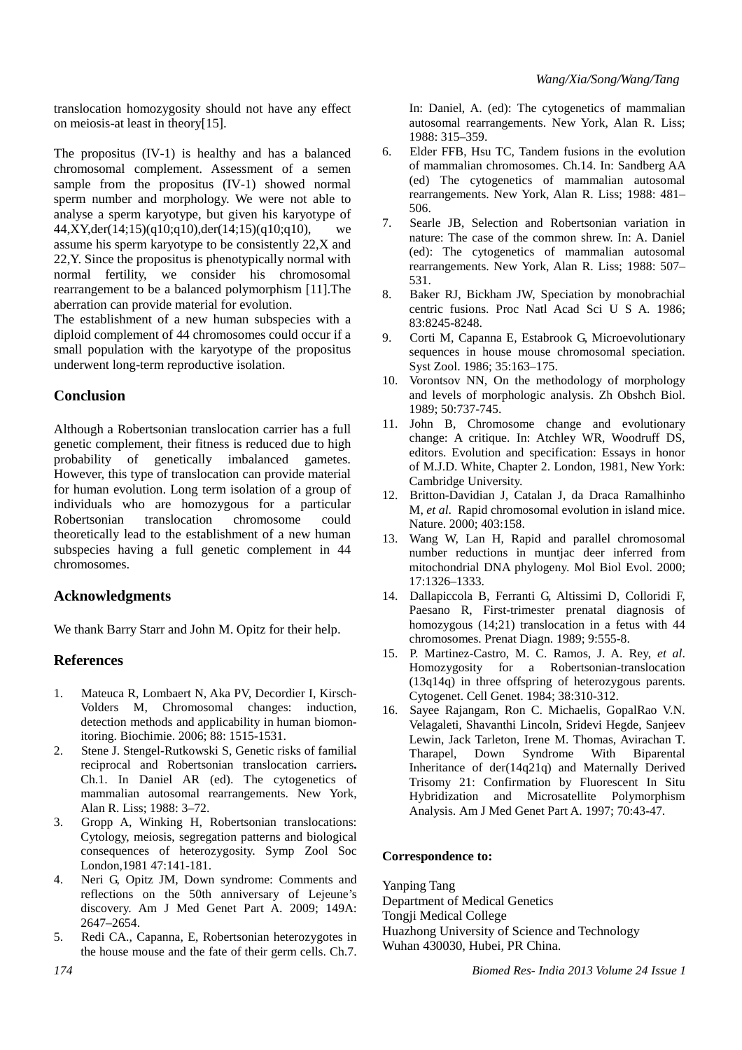translocation homozygosity should not have any effect on meiosis-at least in theory[15].

The propositus (IV-1) is healthy and has a balanced chromosomal complement. Assessment of a semen sample from the propositus (IV-1) showed normal sperm number and morphology. We were not able to analyse a sperm karyotype, but given his karyotype of 44,XY,der(14;15)(q10;q10),der(14;15)(q10;q10), we assume his sperm karyotype to be consistently 22,X and 22,Y. Since the propositus is phenotypically normal with normal fertility, we consider his chromosomal rearrangement to be a balanced polymorphism [11].The aberration can provide material for evolution.

The establishment of a new human subspecies with a diploid complement of 44 chromosomes could occur if a small population with the karyotype of the propositus underwent long-term reproductive isolation.

## Conclusion

Although a Robertsonian translocation carrier has a full genetic complement, their fitness is reduced due to high probability of genetically imbalanced gametes. However, this type of translocation can provide material for human evolution. Long term isolation of a group of individuals who are homozygous for a particular Robertsonian translocation chromosome could theoretically lead to the establishment of a new human subspecies having a full genetic complement in 44 chromosomes.

## Acknowledgments

We thank Barry Starr and John M. Opitz for their help.

## References

1. Mateuca R, Lombaert N, Aka PV, Decordier I, Kirsch-Volders M, Chromosomal changes: induction, detection methods and applicability in human biomonitoring. Biochimie. 2006; 88: 1515-1531.
2. Stene J. Stengel-Rutkowski S, Genetic risks of familial reciprocal and Robertsonian translocation carriers**.** Ch.1. In Daniel AR (ed). The cytogenetics of mammalian autosomal rearrangements. New York, Alan R. Liss; 1988: 3–72.
3. Gropp A, Winking H, Robertsonian translocations: Cytology, meiosis, segregation patterns and biological consequences of heterozygosity. Symp Zool Soc London,1981 47:141-181.
4. Neri G, Opitz JM, Down syndrome: Comments and reflections on the 50th anniversary of Lejeune's discovery. Am J Med Genet Part A. 2009; 149A: 2647–2654.
5. Redi CA., Capanna, E, Robertsonian heterozygotes in the house mouse and the fate of their germ cells. Ch.7. In: Daniel, A. (ed): The cytogenetics of mammalian autosomal rearrangements. New York, Alan R. Liss; 1988: 315–359.
6. Elder FFB, Hsu TC, Tandem fusions in the evolution of mammalian chromosomes. Ch.14. In: Sandberg AA (ed) The cytogenetics of mammalian autosomal rearrangements. New York, Alan R. Liss; 1988: 481–506.
7. Searle JB, Selection and Robertsonian variation in nature: The case of the common shrew. In: A. Daniel (ed): The cytogenetics of mammalian autosomal rearrangements. New York, Alan R. Liss; 1988: 507–531.
8. Baker RJ, Bickham JW, Speciation by monobrachial centric fusions. Proc Natl Acad Sci U S A. 1986; 83:8245-8248.
9. Corti M, Capanna E, Estabrook G, Microevolutionary sequences in house mouse chromosomal speciation. Syst Zool. 1986; 35:163–175.
10. Vorontsov NN, On the methodology of morphology and levels of morphologic analysis. Zh Obshch Biol. 1989; 50:737-745.
11. John B, Chromosome change and evolutionary change: A critique. In: Atchley WR, Woodruff DS, editors. Evolution and specification: Essays in honor of M.J.D. White, Chapter 2. London, 1981, New York: Cambridge University.
12. Britton-Davidian J, Catalan J, da Draca Ramalhinho M, *et al*. Rapid chromosomal evolution in island mice. Nature. 2000; 403:158.
13. Wang W, Lan H, Rapid and parallel chromosomal number reductions in muntjac deer inferred from mitochondrial DNA phylogeny. Mol Biol Evol. 2000; 17:1326–1333.
14. Dallapiccola B, Ferranti G, Altissimi D, Colloridi F, Paesano R, First-trimester prenatal diagnosis of homozygous (14;21) translocation in a fetus with 44 chromosomes. Prenat Diagn. 1989; 9:555-8.
15. P. Martinez-Castro, M. C. Ramos, J. A. Rey, *et al*. Homozygosity for a Robertsonian-translocation (13q14q) in three offspring of heterozygous parents. Cytogenet. Cell Genet. 1984; 38:310-312.
16. Sayee Rajangam, Ron C. Michaelis, GopalRao V.N. Velagaleti, Shavanthi Lincoln, Sridevi Hegde, Sanjeev Lewin, Jack Tarleton, Irene M. Thomas, Avirachan T. Tharapel, Down Syndrome With Biparental Inheritance of der(14q21q) and Maternally Derived Trisomy 21: Confirmation by Fluorescent In Situ Hybridization and Microsatellite Polymorphism Analysis. Am J Med Genet Part A. 1997; 70:43-47.

**Correspondence to:**

Yanping Tang
Department of Medical Genetics
Tongji Medical College
Huazhong University of Science and Technology
Wuhan 430030, Hubei, PR China.